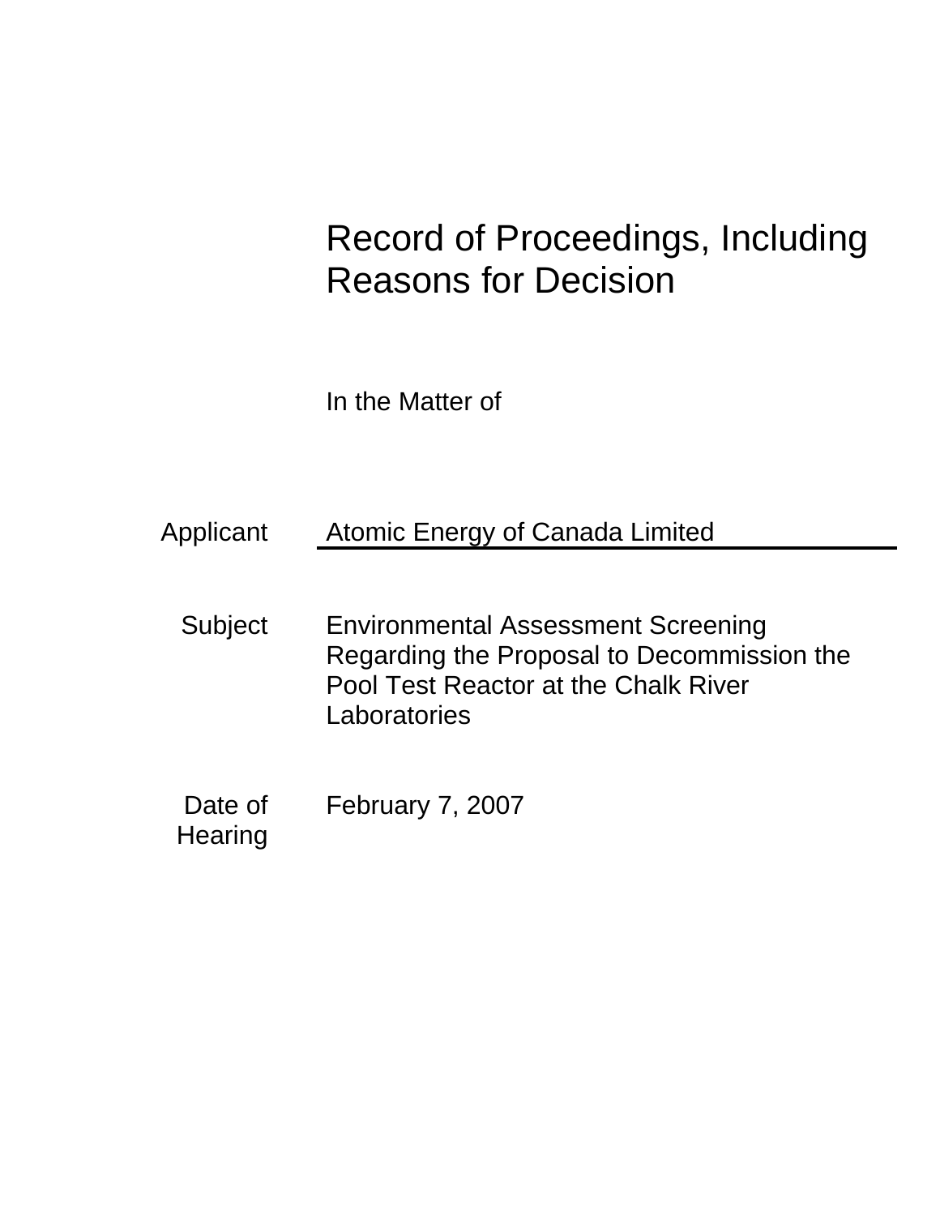# Record of Proceedings, Including Reasons for Decision

In the Matter of

| | |
|---|---|
| Applicant | Atomic Energy of Canada Limited |
| Subject | Environmental Assessment Screening Regarding the Proposal to Decommission the Pool Test Reactor at the Chalk River Laboratories |
| Date of Hearing | February 7, 2007 |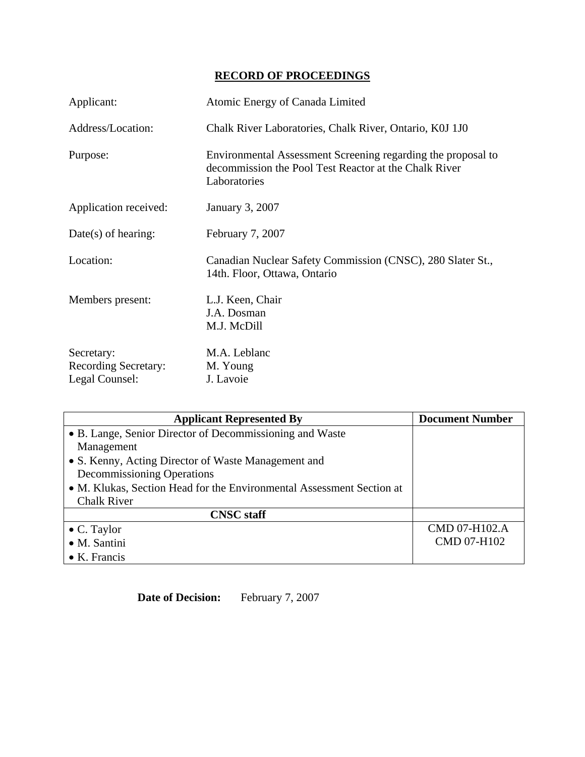# RECORD OF PROCEEDINGS

| | |
|---|---|
| Applicant: | Atomic Energy of Canada Limited |
| Address/Location: | Chalk River Laboratories, Chalk River, Ontario, K0J 1J0 |
| Purpose: | Environmental Assessment Screening regarding the proposal to decommission the Pool Test Reactor at the Chalk River Laboratories |
| Application received: | January 3, 2007 |
| Date(s) of hearing: | February 7, 2007 |
| Location: | Canadian Nuclear Safety Commission (CNSC), 280 Slater St., 14th. Floor, Ottawa, Ontario |
| Members present: | L.J. Keen, Chair<br>J.A. Dosman<br>M.J. McDill |
| Secretary: | M.A. Leblanc |
| Recording Secretary: | M. Young |
| Legal Counsel: | J. Lavoie |

| Applicant Represented By | Document Number |
|---|---|
| • B. Lange, Senior Director of Decommissioning and Waste Management<br>• S. Kenny, Acting Director of Waste Management and Decommissioning Operations<br>• M. Klukas, Section Head for the Environmental Assessment Section at Chalk River | |
| **CNSC staff** | |
| • C. Taylor<br>• M. Santini<br>• K. Francis | CMD 07-H102.A<br>CMD 07-H102 |

**Date of Decision:** February 7, 2007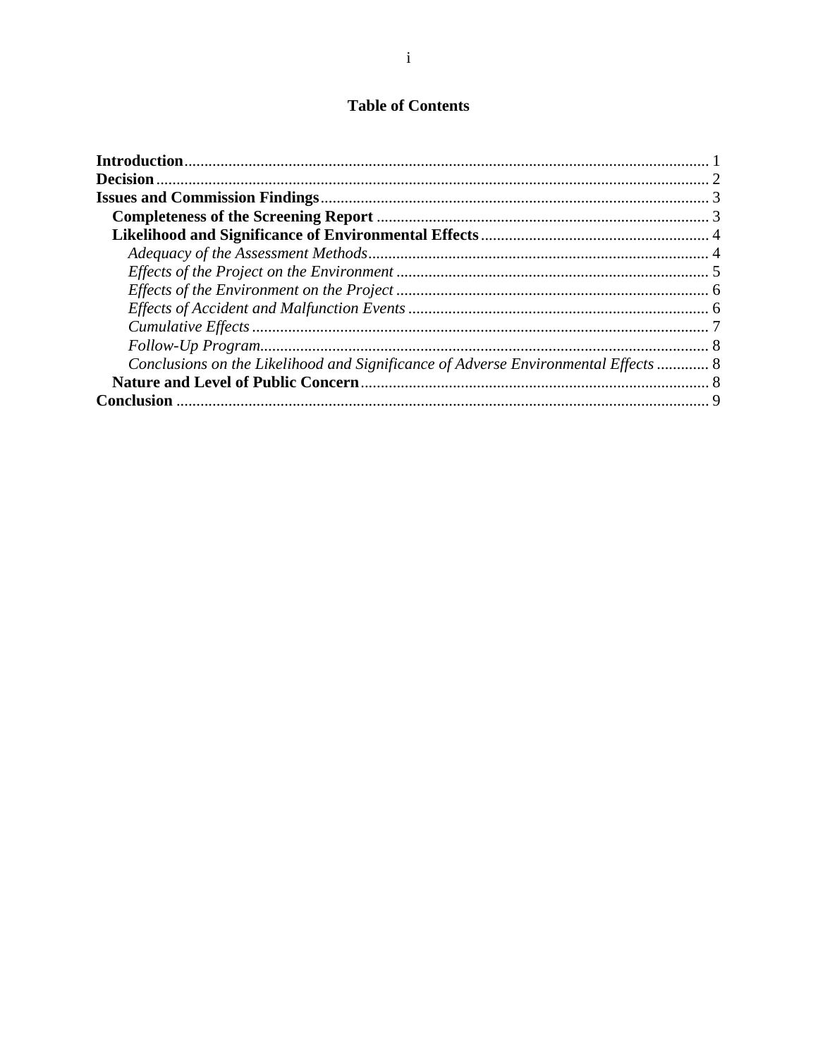# Table of Contents

**Introduction** 1

**Decision** 2

**Issues and Commission Findings** 3

- **Completeness of the Screening Report** 3
- **Likelihood and Significance of Environmental Effects** 4
  - *Adequacy of the Assessment Methods* 4
  - *Effects of the Project on the Environment* 5
  - *Effects of the Environment on the Project* 6
  - *Effects of Accident and Malfunction Events* 6
  - *Cumulative Effects* 7
  - *Follow-Up Program* 8
  - *Conclusions on the Likelihood and Significance of Adverse Environmental Effects* 8
- **Nature and Level of Public Concern** 8

**Conclusion** 9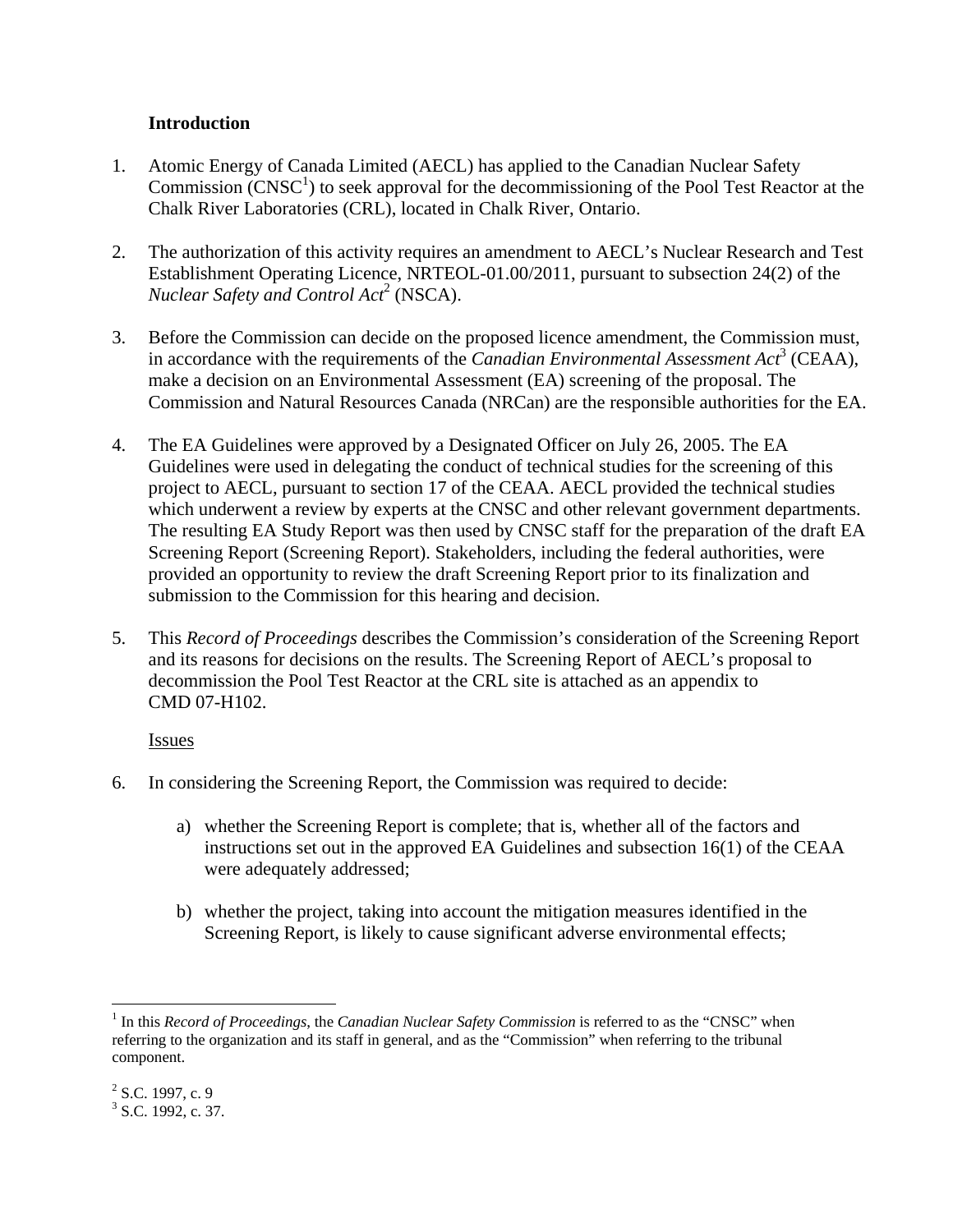## Introduction

1. Atomic Energy of Canada Limited (AECL) has applied to the Canadian Nuclear Safety Commission (CNSC[1]) to seek approval for the decommissioning of the Pool Test Reactor at the Chalk River Laboratories (CRL), located in Chalk River, Ontario.

2. The authorization of this activity requires an amendment to AECL's Nuclear Research and Test Establishment Operating Licence, NRTEOL-01.00/2011, pursuant to subsection 24(2) of the *Nuclear Safety and Control Act*[2] (NSCA).

3. Before the Commission can decide on the proposed licence amendment, the Commission must, in accordance with the requirements of the *Canadian Environmental Assessment Act*[3] (CEAA), make a decision on an Environmental Assessment (EA) screening of the proposal. The Commission and Natural Resources Canada (NRCan) are the responsible authorities for the EA.

4. The EA Guidelines were approved by a Designated Officer on July 26, 2005. The EA Guidelines were used in delegating the conduct of technical studies for the screening of this project to AECL, pursuant to section 17 of the CEAA. AECL provided the technical studies which underwent a review by experts at the CNSC and other relevant government departments. The resulting EA Study Report was then used by CNSC staff for the preparation of the draft EA Screening Report (Screening Report). Stakeholders, including the federal authorities, were provided an opportunity to review the draft Screening Report prior to its finalization and submission to the Commission for this hearing and decision.

5. This *Record of Proceedings* describes the Commission's consideration of the Screening Report and its reasons for decisions on the results. The Screening Report of AECL's proposal to decommission the Pool Test Reactor at the CRL site is attached as an appendix to CMD 07-H102.

### Issues

6. In considering the Screening Report, the Commission was required to decide:

   a) whether the Screening Report is complete; that is, whether all of the factors and instructions set out in the approved EA Guidelines and subsection 16(1) of the CEAA were adequately addressed;

   b) whether the project, taking into account the mitigation measures identified in the Screening Report, is likely to cause significant adverse environmental effects;

---

[1] In this *Record of Proceedings*, the *Canadian Nuclear Safety Commission* is referred to as the "CNSC" when referring to the organization and its staff in general, and as the "Commission" when referring to the tribunal component.

[2] S.C. 1997, c. 9

[3] S.C. 1992, c. 37.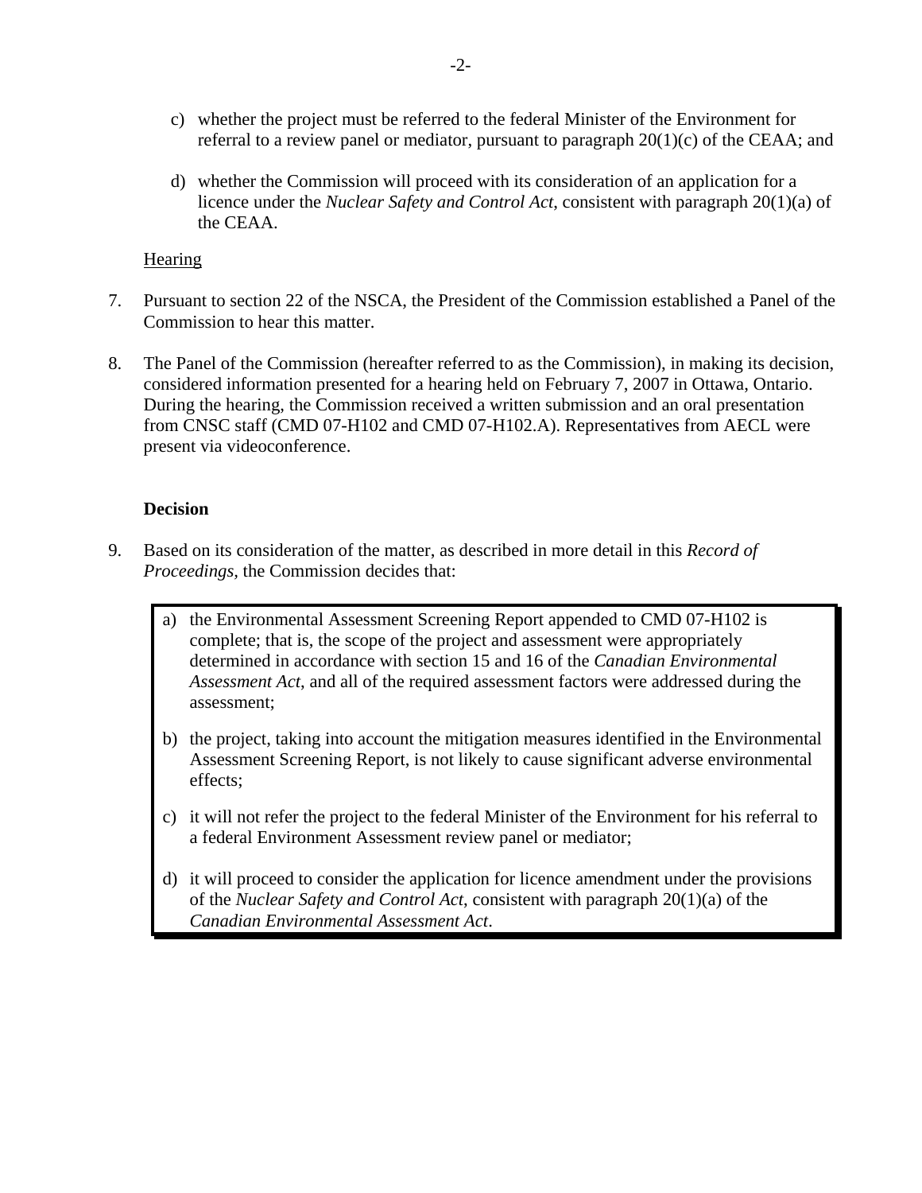c) whether the project must be referred to the federal Minister of the Environment for referral to a review panel or mediator, pursuant to paragraph 20(1)(c) of the CEAA; and

d) whether the Commission will proceed with its consideration of an application for a licence under the *Nuclear Safety and Control Act*, consistent with paragraph 20(1)(a) of the CEAA.

Hearing

7. Pursuant to section 22 of the NSCA, the President of the Commission established a Panel of the Commission to hear this matter.

8. The Panel of the Commission (hereafter referred to as the Commission), in making its decision, considered information presented for a hearing held on February 7, 2007 in Ottawa, Ontario. During the hearing, the Commission received a written submission and an oral presentation from CNSC staff (CMD 07-H102 and CMD 07-H102.A). Representatives from AECL were present via videoconference.

**Decision**

9. Based on its consideration of the matter, as described in more detail in this *Record of Proceedings*, the Commission decides that:

> a) the Environmental Assessment Screening Report appended to CMD 07-H102 is complete; that is, the scope of the project and assessment were appropriately determined in accordance with section 15 and 16 of the *Canadian Environmental Assessment Act*, and all of the required assessment factors were addressed during the assessment;
>
> b) the project, taking into account the mitigation measures identified in the Environmental Assessment Screening Report, is not likely to cause significant adverse environmental effects;
>
> c) it will not refer the project to the federal Minister of the Environment for his referral to a federal Environment Assessment review panel or mediator;
>
> d) it will proceed to consider the application for licence amendment under the provisions of the *Nuclear Safety and Control Act*, consistent with paragraph 20(1)(a) of the *Canadian Environmental Assessment Act*.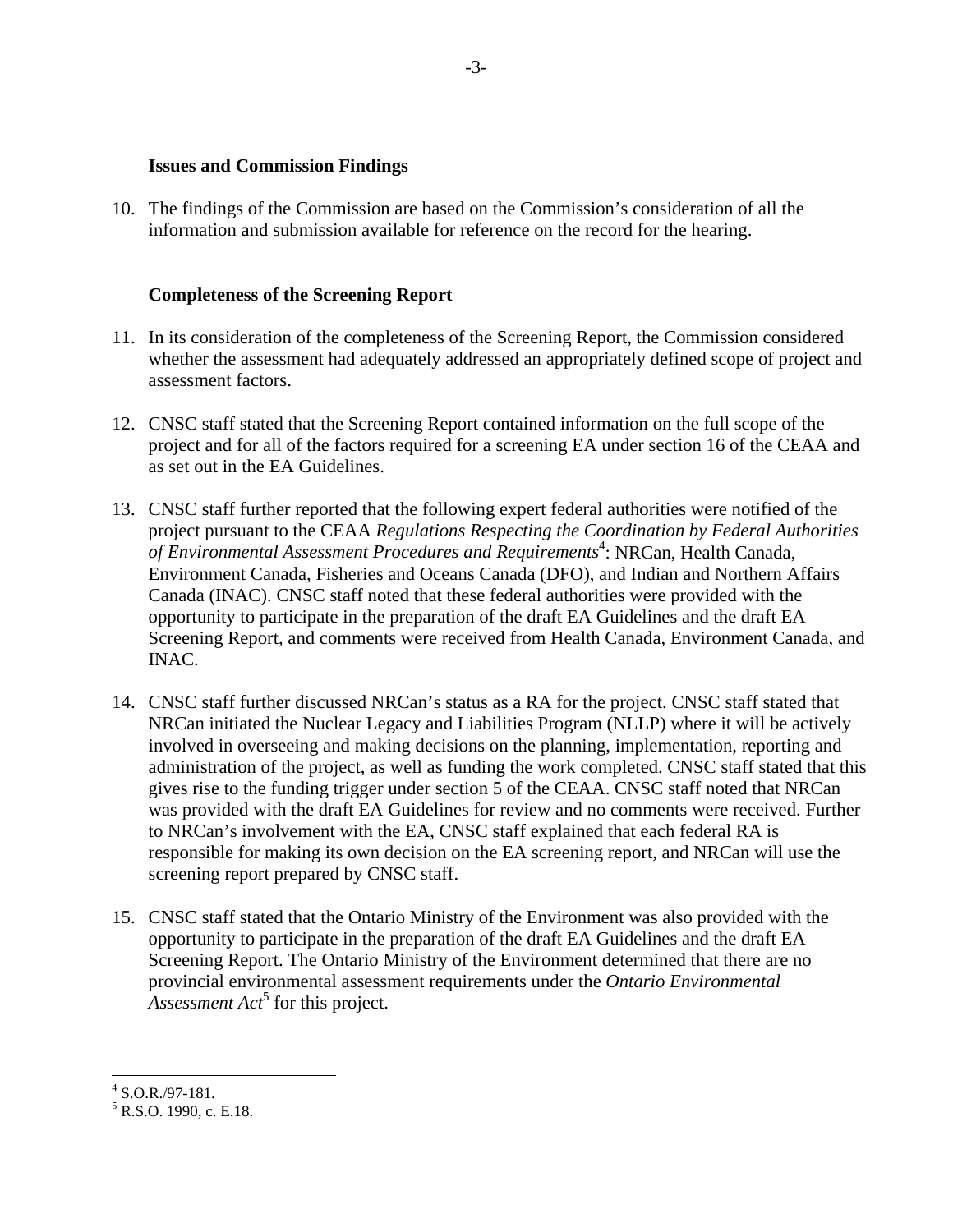**Issues and Commission Findings**

10. The findings of the Commission are based on the Commission's consideration of all the information and submission available for reference on the record for the hearing.

**Completeness of the Screening Report**

11. In its consideration of the completeness of the Screening Report, the Commission considered whether the assessment had adequately addressed an appropriately defined scope of project and assessment factors.

12. CNSC staff stated that the Screening Report contained information on the full scope of the project and for all of the factors required for a screening EA under section 16 of the CEAA and as set out in the EA Guidelines.

13. CNSC staff further reported that the following expert federal authorities were notified of the project pursuant to the CEAA *Regulations Respecting the Coordination by Federal Authorities of Environmental Assessment Procedures and Requirements*[4]: NRCan, Health Canada, Environment Canada, Fisheries and Oceans Canada (DFO), and Indian and Northern Affairs Canada (INAC). CNSC staff noted that these federal authorities were provided with the opportunity to participate in the preparation of the draft EA Guidelines and the draft EA Screening Report, and comments were received from Health Canada, Environment Canada, and INAC.

14. CNSC staff further discussed NRCan's status as a RA for the project. CNSC staff stated that NRCan initiated the Nuclear Legacy and Liabilities Program (NLLP) where it will be actively involved in overseeing and making decisions on the planning, implementation, reporting and administration of the project, as well as funding the work completed. CNSC staff stated that this gives rise to the funding trigger under section 5 of the CEAA. CNSC staff noted that NRCan was provided with the draft EA Guidelines for review and no comments were received. Further to NRCan's involvement with the EA, CNSC staff explained that each federal RA is responsible for making its own decision on the EA screening report, and NRCan will use the screening report prepared by CNSC staff.

15. CNSC staff stated that the Ontario Ministry of the Environment was also provided with the opportunity to participate in the preparation of the draft EA Guidelines and the draft EA Screening Report. The Ontario Ministry of the Environment determined that there are no provincial environmental assessment requirements under the *Ontario Environmental Assessment Act*[5] for this project.

---

[4] S.O.R./97-181.

[5] R.S.O. 1990, c. E.18.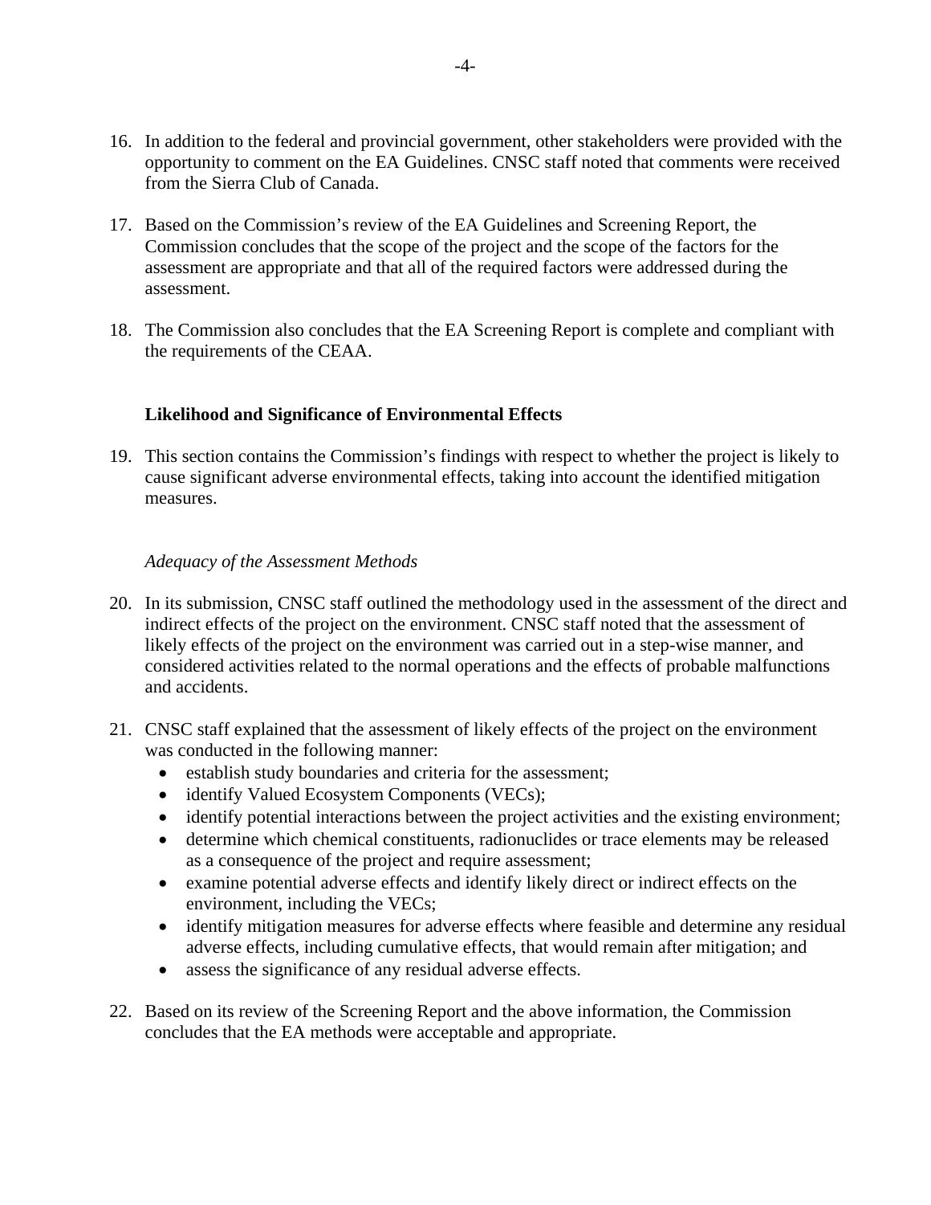16. In addition to the federal and provincial government, other stakeholders were provided with the opportunity to comment on the EA Guidelines. CNSC staff noted that comments were received from the Sierra Club of Canada.

17. Based on the Commission's review of the EA Guidelines and Screening Report, the Commission concludes that the scope of the project and the scope of the factors for the assessment are appropriate and that all of the required factors were addressed during the assessment.

18. The Commission also concludes that the EA Screening Report is complete and compliant with the requirements of the CEAA.

### Likelihood and Significance of Environmental Effects

19. This section contains the Commission's findings with respect to whether the project is likely to cause significant adverse environmental effects, taking into account the identified mitigation measures.

*Adequacy of the Assessment Methods*

20. In its submission, CNSC staff outlined the methodology used in the assessment of the direct and indirect effects of the project on the environment. CNSC staff noted that the assessment of likely effects of the project on the environment was carried out in a step-wise manner, and considered activities related to the normal operations and the effects of probable malfunctions and accidents.

21. CNSC staff explained that the assessment of likely effects of the project on the environment was conducted in the following manner:
    - establish study boundaries and criteria for the assessment;
    - identify Valued Ecosystem Components (VECs);
    - identify potential interactions between the project activities and the existing environment;
    - determine which chemical constituents, radionuclides or trace elements may be released as a consequence of the project and require assessment;
    - examine potential adverse effects and identify likely direct or indirect effects on the environment, including the VECs;
    - identify mitigation measures for adverse effects where feasible and determine any residual adverse effects, including cumulative effects, that would remain after mitigation; and
    - assess the significance of any residual adverse effects.

22. Based on its review of the Screening Report and the above information, the Commission concludes that the EA methods were acceptable and appropriate.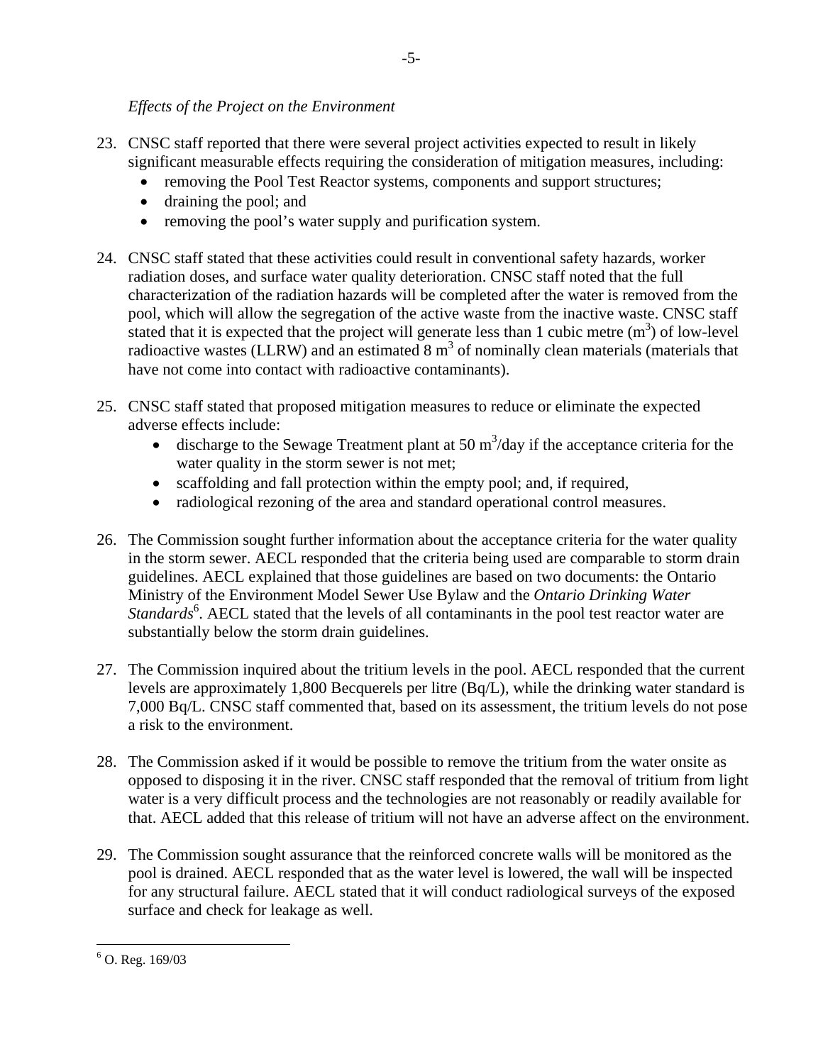*Effects of the Project on the Environment*

23. CNSC staff reported that there were several project activities expected to result in likely significant measurable effects requiring the consideration of mitigation measures, including:
    - removing the Pool Test Reactor systems, components and support structures;
    - draining the pool; and
    - removing the pool's water supply and purification system.

24. CNSC staff stated that these activities could result in conventional safety hazards, worker radiation doses, and surface water quality deterioration. CNSC staff noted that the full characterization of the radiation hazards will be completed after the water is removed from the pool, which will allow the segregation of the active waste from the inactive waste. CNSC staff stated that it is expected that the project will generate less than 1 cubic metre ($m^3$) of low-level radioactive wastes (LLRW) and an estimated 8 $m^3$ of nominally clean materials (materials that have not come into contact with radioactive contaminants).

25. CNSC staff stated that proposed mitigation measures to reduce or eliminate the expected adverse effects include:
    - discharge to the Sewage Treatment plant at 50 $m^3$/day if the acceptance criteria for the water quality in the storm sewer is not met;
    - scaffolding and fall protection within the empty pool; and, if required,
    - radiological rezoning of the area and standard operational control measures.

26. The Commission sought further information about the acceptance criteria for the water quality in the storm sewer. AECL responded that the criteria being used are comparable to storm drain guidelines. AECL explained that those guidelines are based on two documents: the Ontario Ministry of the Environment Model Sewer Use Bylaw and the *Ontario Drinking Water Standards*[6]. AECL stated that the levels of all contaminants in the pool test reactor water are substantially below the storm drain guidelines.

27. The Commission inquired about the tritium levels in the pool. AECL responded that the current levels are approximately 1,800 Becquerels per litre (Bq/L), while the drinking water standard is 7,000 Bq/L. CNSC staff commented that, based on its assessment, the tritium levels do not pose a risk to the environment.

28. The Commission asked if it would be possible to remove the tritium from the water onsite as opposed to disposing it in the river. CNSC staff responded that the removal of tritium from light water is a very difficult process and the technologies are not reasonably or readily available for that. AECL added that this release of tritium will not have an adverse affect on the environment.

29. The Commission sought assurance that the reinforced concrete walls will be monitored as the pool is drained. AECL responded that as the water level is lowered, the wall will be inspected for any structural failure. AECL stated that it will conduct radiological surveys of the exposed surface and check for leakage as well.

---

[6] O. Reg. 169/03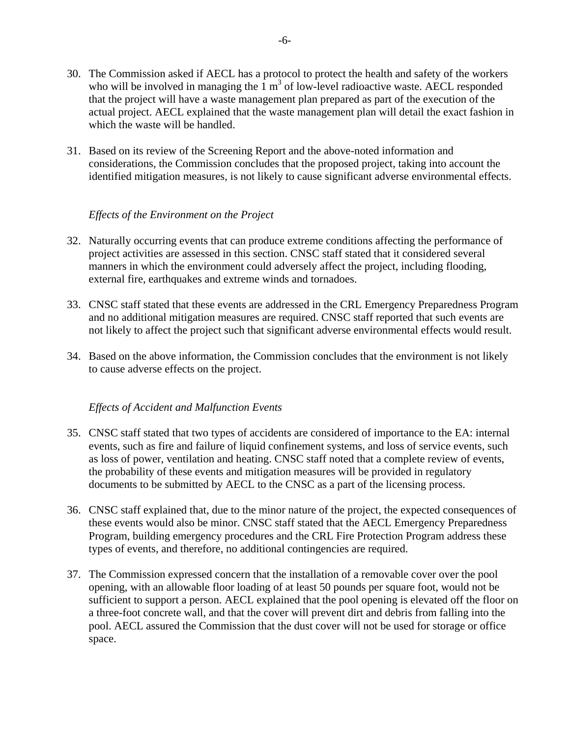30. The Commission asked if AECL has a protocol to protect the health and safety of the workers who will be involved in managing the 1 $m^3$ of low-level radioactive waste. AECL responded that the project will have a waste management plan prepared as part of the execution of the actual project. AECL explained that the waste management plan will detail the exact fashion in which the waste will be handled.

31. Based on its review of the Screening Report and the above-noted information and considerations, the Commission concludes that the proposed project, taking into account the identified mitigation measures, is not likely to cause significant adverse environmental effects.

*Effects of the Environment on the Project*

32. Naturally occurring events that can produce extreme conditions affecting the performance of project activities are assessed in this section. CNSC staff stated that it considered several manners in which the environment could adversely affect the project, including flooding, external fire, earthquakes and extreme winds and tornadoes.

33. CNSC staff stated that these events are addressed in the CRL Emergency Preparedness Program and no additional mitigation measures are required. CNSC staff reported that such events are not likely to affect the project such that significant adverse environmental effects would result.

34. Based on the above information, the Commission concludes that the environment is not likely to cause adverse effects on the project.

*Effects of Accident and Malfunction Events*

35. CNSC staff stated that two types of accidents are considered of importance to the EA: internal events, such as fire and failure of liquid confinement systems, and loss of service events, such as loss of power, ventilation and heating. CNSC staff noted that a complete review of events, the probability of these events and mitigation measures will be provided in regulatory documents to be submitted by AECL to the CNSC as a part of the licensing process.

36. CNSC staff explained that, due to the minor nature of the project, the expected consequences of these events would also be minor. CNSC staff stated that the AECL Emergency Preparedness Program, building emergency procedures and the CRL Fire Protection Program address these types of events, and therefore, no additional contingencies are required.

37. The Commission expressed concern that the installation of a removable cover over the pool opening, with an allowable floor loading of at least 50 pounds per square foot, would not be sufficient to support a person. AECL explained that the pool opening is elevated off the floor on a three-foot concrete wall, and that the cover will prevent dirt and debris from falling into the pool. AECL assured the Commission that the dust cover will not be used for storage or office space.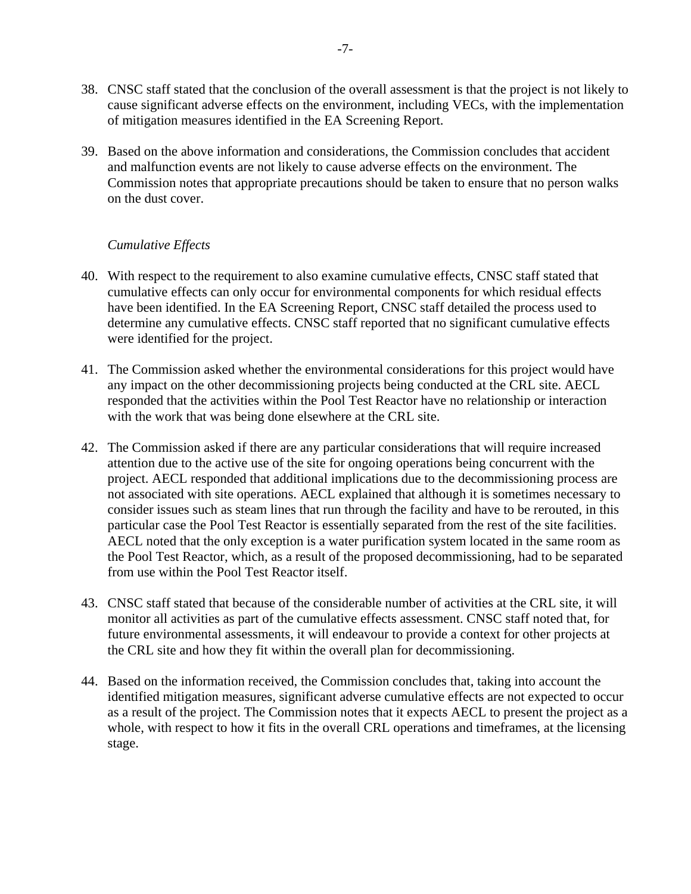38. CNSC staff stated that the conclusion of the overall assessment is that the project is not likely to cause significant adverse effects on the environment, including VECs, with the implementation of mitigation measures identified in the EA Screening Report.

39. Based on the above information and considerations, the Commission concludes that accident and malfunction events are not likely to cause adverse effects on the environment. The Commission notes that appropriate precautions should be taken to ensure that no person walks on the dust cover.

*Cumulative Effects*

40. With respect to the requirement to also examine cumulative effects, CNSC staff stated that cumulative effects can only occur for environmental components for which residual effects have been identified. In the EA Screening Report, CNSC staff detailed the process used to determine any cumulative effects. CNSC staff reported that no significant cumulative effects were identified for the project.

41. The Commission asked whether the environmental considerations for this project would have any impact on the other decommissioning projects being conducted at the CRL site. AECL responded that the activities within the Pool Test Reactor have no relationship or interaction with the work that was being done elsewhere at the CRL site.

42. The Commission asked if there are any particular considerations that will require increased attention due to the active use of the site for ongoing operations being concurrent with the project. AECL responded that additional implications due to the decommissioning process are not associated with site operations. AECL explained that although it is sometimes necessary to consider issues such as steam lines that run through the facility and have to be rerouted, in this particular case the Pool Test Reactor is essentially separated from the rest of the site facilities. AECL noted that the only exception is a water purification system located in the same room as the Pool Test Reactor, which, as a result of the proposed decommissioning, had to be separated from use within the Pool Test Reactor itself.

43. CNSC staff stated that because of the considerable number of activities at the CRL site, it will monitor all activities as part of the cumulative effects assessment. CNSC staff noted that, for future environmental assessments, it will endeavour to provide a context for other projects at the CRL site and how they fit within the overall plan for decommissioning.

44. Based on the information received, the Commission concludes that, taking into account the identified mitigation measures, significant adverse cumulative effects are not expected to occur as a result of the project. The Commission notes that it expects AECL to present the project as a whole, with respect to how it fits in the overall CRL operations and timeframes, at the licensing stage.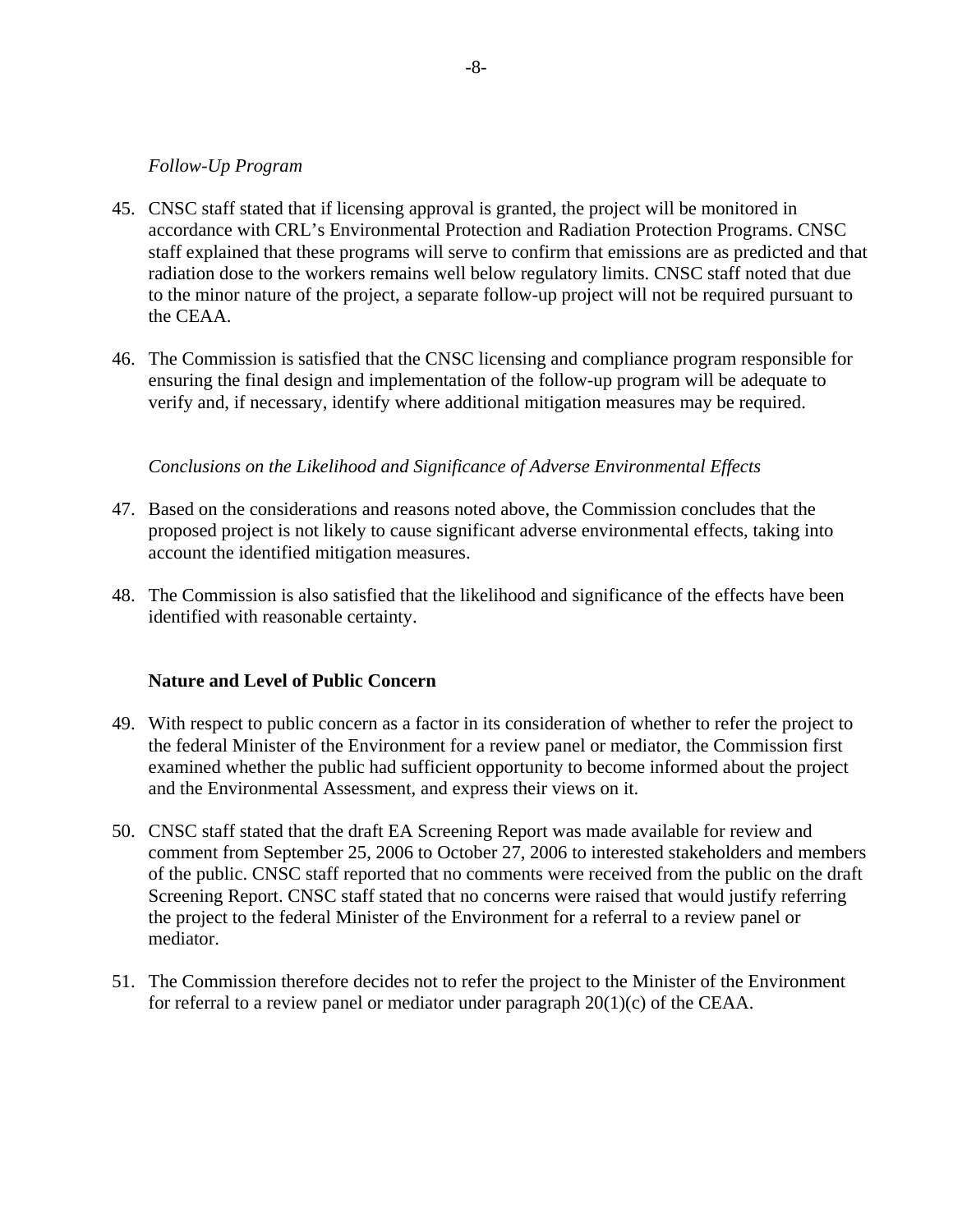*Follow-Up Program*

45. CNSC staff stated that if licensing approval is granted, the project will be monitored in accordance with CRL's Environmental Protection and Radiation Protection Programs. CNSC staff explained that these programs will serve to confirm that emissions are as predicted and that radiation dose to the workers remains well below regulatory limits. CNSC staff noted that due to the minor nature of the project, a separate follow-up project will not be required pursuant to the CEAA.

46. The Commission is satisfied that the CNSC licensing and compliance program responsible for ensuring the final design and implementation of the follow-up program will be adequate to verify and, if necessary, identify where additional mitigation measures may be required.

*Conclusions on the Likelihood and Significance of Adverse Environmental Effects*

47. Based on the considerations and reasons noted above, the Commission concludes that the proposed project is not likely to cause significant adverse environmental effects, taking into account the identified mitigation measures.

48. The Commission is also satisfied that the likelihood and significance of the effects have been identified with reasonable certainty.

**Nature and Level of Public Concern**

49. With respect to public concern as a factor in its consideration of whether to refer the project to the federal Minister of the Environment for a review panel or mediator, the Commission first examined whether the public had sufficient opportunity to become informed about the project and the Environmental Assessment, and express their views on it.

50. CNSC staff stated that the draft EA Screening Report was made available for review and comment from September 25, 2006 to October 27, 2006 to interested stakeholders and members of the public. CNSC staff reported that no comments were received from the public on the draft Screening Report. CNSC staff stated that no concerns were raised that would justify referring the project to the federal Minister of the Environment for a referral to a review panel or mediator.

51. The Commission therefore decides not to refer the project to the Minister of the Environment for referral to a review panel or mediator under paragraph 20(1)(c) of the CEAA.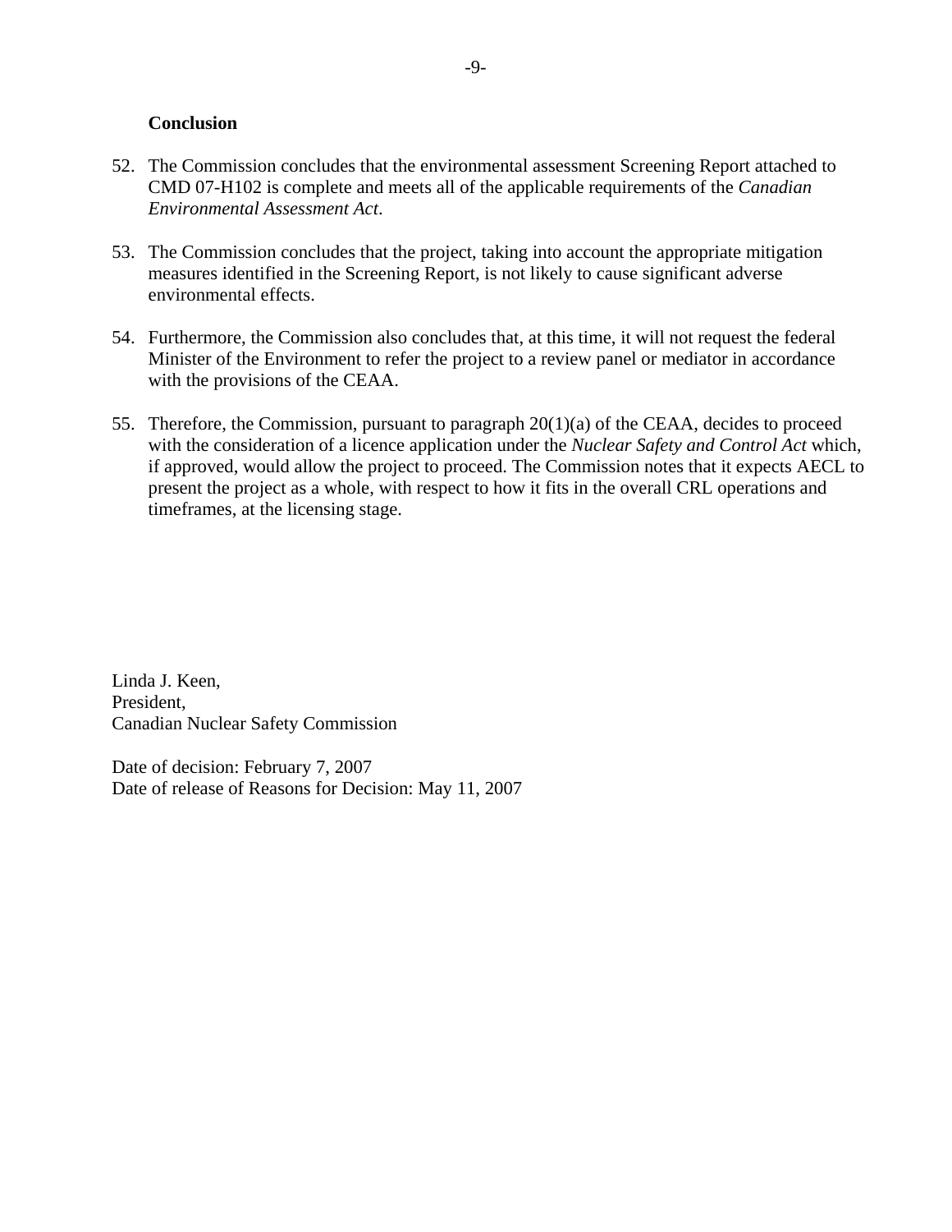### Conclusion

52. The Commission concludes that the environmental assessment Screening Report attached to CMD 07-H102 is complete and meets all of the applicable requirements of the *Canadian Environmental Assessment Act*.

53. The Commission concludes that the project, taking into account the appropriate mitigation measures identified in the Screening Report, is not likely to cause significant adverse environmental effects.

54. Furthermore, the Commission also concludes that, at this time, it will not request the federal Minister of the Environment to refer the project to a review panel or mediator in accordance with the provisions of the CEAA.

55. Therefore, the Commission, pursuant to paragraph 20(1)(a) of the CEAA, decides to proceed with the consideration of a licence application under the *Nuclear Safety and Control Act* which, if approved, would allow the project to proceed. The Commission notes that it expects AECL to present the project as a whole, with respect to how it fits in the overall CRL operations and timeframes, at the licensing stage.

Linda J. Keen,
President,
Canadian Nuclear Safety Commission

Date of decision: February 7, 2007
Date of release of Reasons for Decision: May 11, 2007